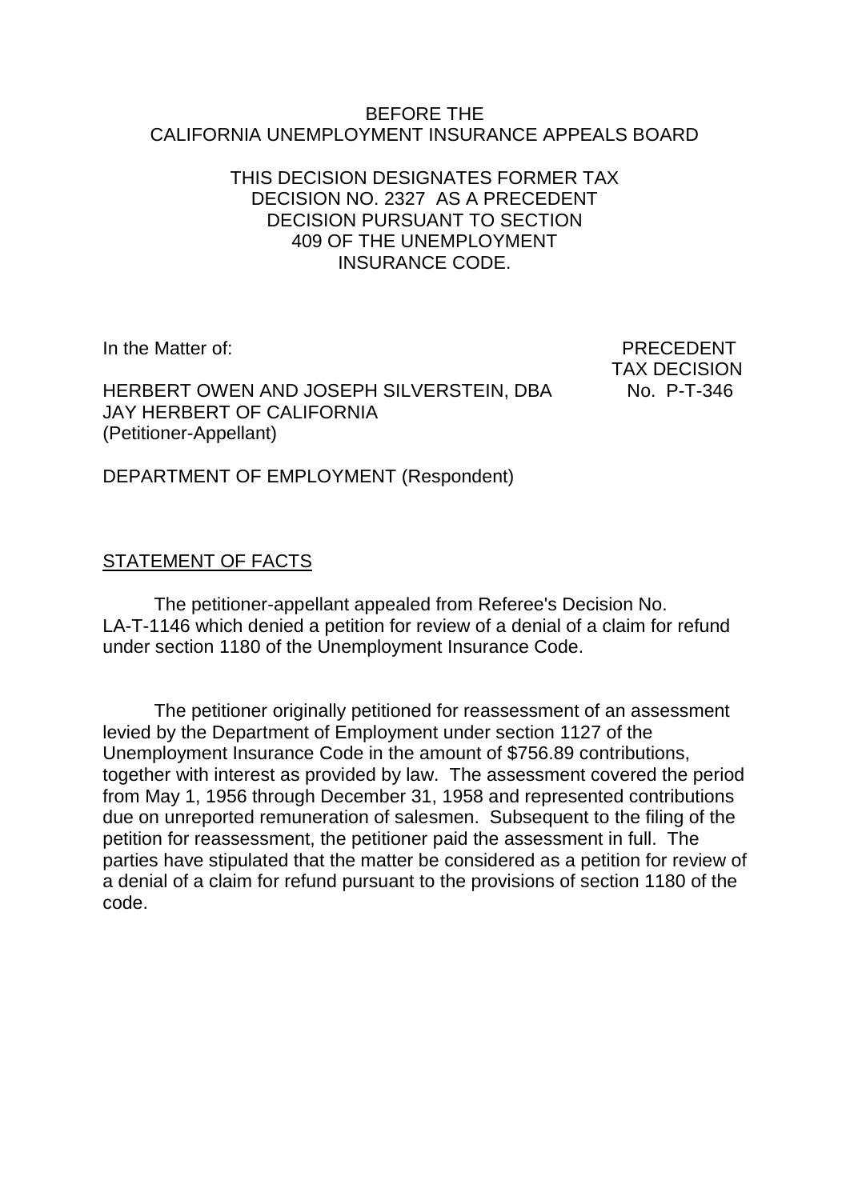BEFORE THE
CALIFORNIA UNEMPLOYMENT INSURANCE APPEALS BOARD

THIS DECISION DESIGNATES FORMER TAX DECISION NO. 2327 AS A PRECEDENT DECISION PURSUANT TO SECTION 409 OF THE UNEMPLOYMENT INSURANCE CODE.

In the Matter of:

HERBERT OWEN AND JOSEPH SILVERSTEIN, DBA JAY HERBERT OF CALIFORNIA
(Petitioner-Appellant)

PRECEDENT
TAX DECISION
No. P-T-346

DEPARTMENT OF EMPLOYMENT (Respondent)

## STATEMENT OF FACTS

The petitioner-appellant appealed from Referee's Decision No. LA-T-1146 which denied a petition for review of a denial of a claim for refund under section 1180 of the Unemployment Insurance Code.

The petitioner originally petitioned for reassessment of an assessment levied by the Department of Employment under section 1127 of the Unemployment Insurance Code in the amount of $756.89 contributions, together with interest as provided by law. The assessment covered the period from May 1, 1956 through December 31, 1958 and represented contributions due on unreported remuneration of salesmen. Subsequent to the filing of the petition for reassessment, the petitioner paid the assessment in full. The parties have stipulated that the matter be considered as a petition for review of a denial of a claim for refund pursuant to the provisions of section 1180 of the code.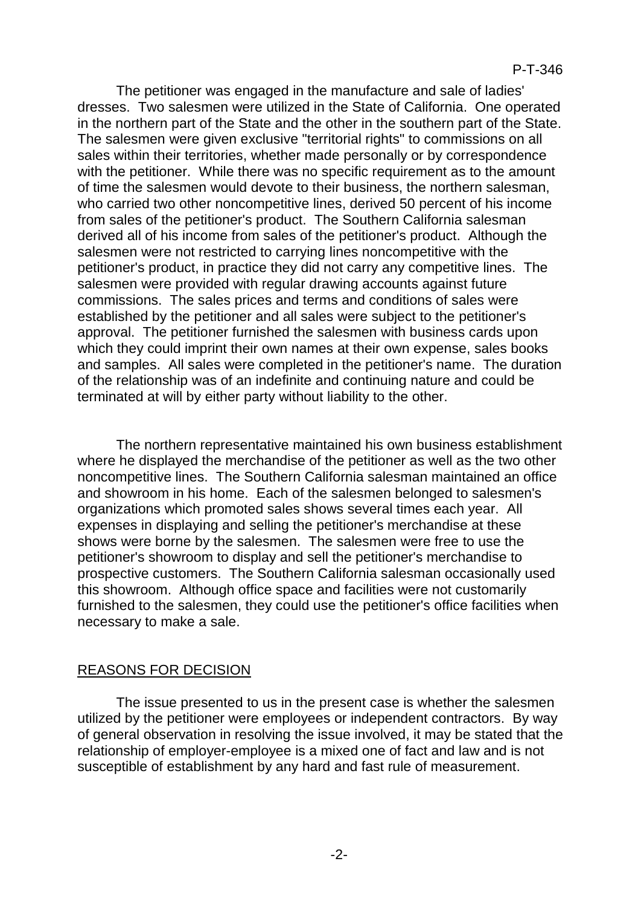The petitioner was engaged in the manufacture and sale of ladies' dresses. Two salesmen were utilized in the State of California. One operated in the northern part of the State and the other in the southern part of the State. The salesmen were given exclusive "territorial rights" to commissions on all sales within their territories, whether made personally or by correspondence with the petitioner. While there was no specific requirement as to the amount of time the salesmen would devote to their business, the northern salesman, who carried two other noncompetitive lines, derived 50 percent of his income from sales of the petitioner's product. The Southern California salesman derived all of his income from sales of the petitioner's product. Although the salesmen were not restricted to carrying lines noncompetitive with the petitioner's product, in practice they did not carry any competitive lines. The salesmen were provided with regular drawing accounts against future commissions. The sales prices and terms and conditions of sales were established by the petitioner and all sales were subject to the petitioner's approval. The petitioner furnished the salesmen with business cards upon which they could imprint their own names at their own expense, sales books and samples. All sales were completed in the petitioner's name. The duration of the relationship was of an indefinite and continuing nature and could be terminated at will by either party without liability to the other.

The northern representative maintained his own business establishment where he displayed the merchandise of the petitioner as well as the two other noncompetitive lines. The Southern California salesman maintained an office and showroom in his home. Each of the salesmen belonged to salesmen's organizations which promoted sales shows several times each year. All expenses in displaying and selling the petitioner's merchandise at these shows were borne by the salesmen. The salesmen were free to use the petitioner's showroom to display and sell the petitioner's merchandise to prospective customers. The Southern California salesman occasionally used this showroom. Although office space and facilities were not customarily furnished to the salesmen, they could use the petitioner's office facilities when necessary to make a sale.

## REASONS FOR DECISION

The issue presented to us in the present case is whether the salesmen utilized by the petitioner were employees or independent contractors. By way of general observation in resolving the issue involved, it may be stated that the relationship of employer-employee is a mixed one of fact and law and is not susceptible of establishment by any hard and fast rule of measurement.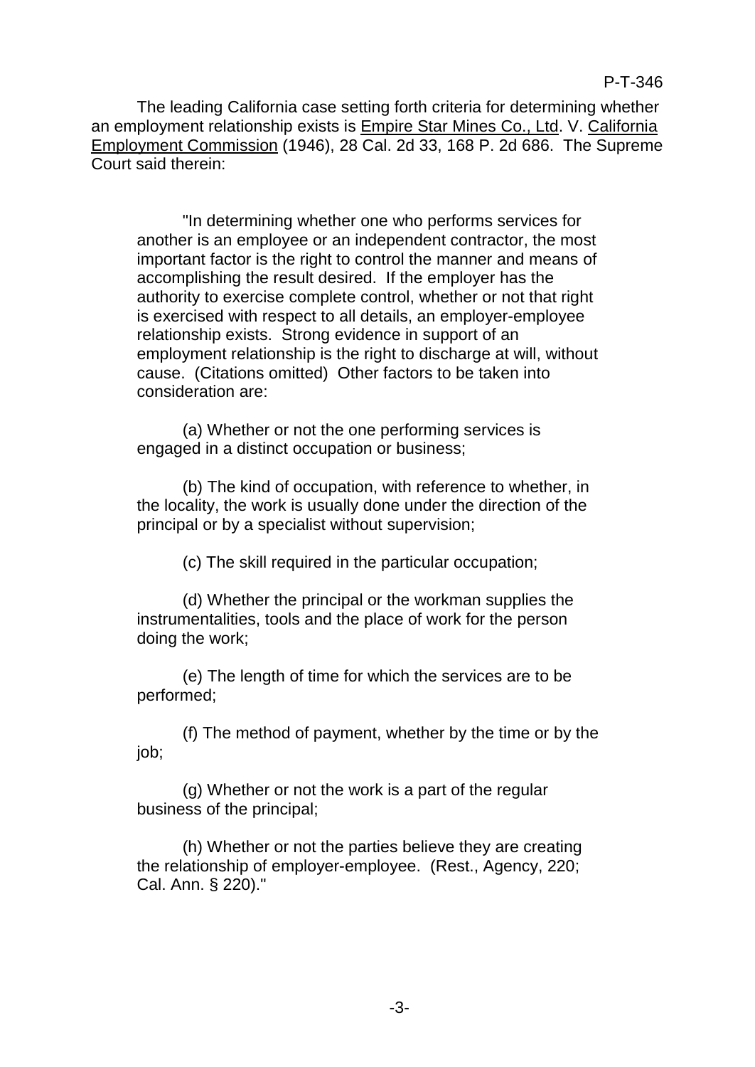The leading California case setting forth criteria for determining whether an employment relationship exists is Empire Star Mines Co., Ltd. V. California Employment Commission (1946), 28 Cal. 2d 33, 168 P. 2d 686. The Supreme Court said therein:

> "In determining whether one who performs services for another is an employee or an independent contractor, the most important factor is the right to control the manner and means of accomplishing the result desired. If the employer has the authority to exercise complete control, whether or not that right is exercised with respect to all details, an employer-employee relationship exists. Strong evidence in support of an employment relationship is the right to discharge at will, without cause. (Citations omitted) Other factors to be taken into consideration are:
>
> (a) Whether or not the one performing services is engaged in a distinct occupation or business;
>
> (b) The kind of occupation, with reference to whether, in the locality, the work is usually done under the direction of the principal or by a specialist without supervision;
>
> (c) The skill required in the particular occupation;
>
> (d) Whether the principal or the workman supplies the instrumentalities, tools and the place of work for the person doing the work;
>
> (e) The length of time for which the services are to be performed;
>
> (f) The method of payment, whether by the time or by the job;
>
> (g) Whether or not the work is a part of the regular business of the principal;
>
> (h) Whether or not the parties believe they are creating the relationship of employer-employee. (Rest., Agency, 220; Cal. Ann. § 220)."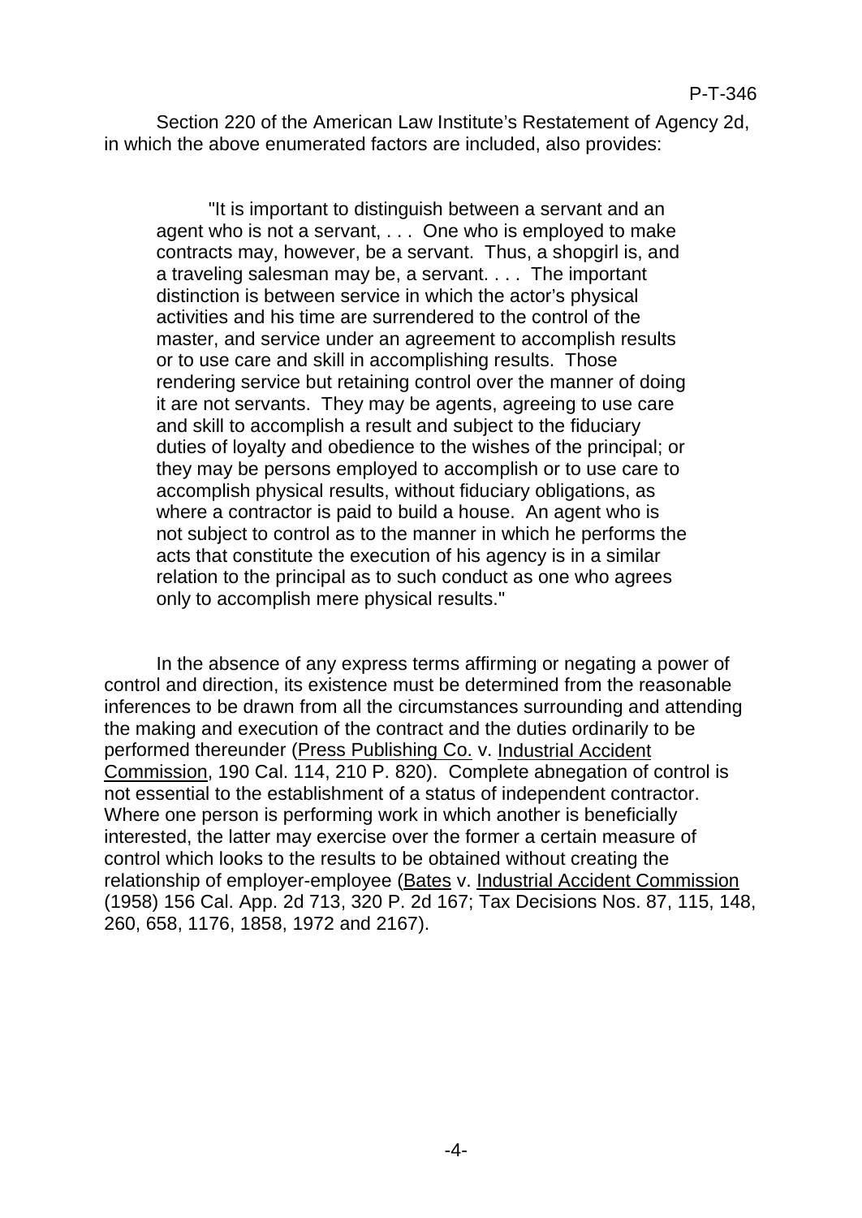Section 220 of the American Law Institute's Restatement of Agency 2d, in which the above enumerated factors are included, also provides:

> "It is important to distinguish between a servant and an agent who is not a servant, . . . One who is employed to make contracts may, however, be a servant. Thus, a shopgirl is, and a traveling salesman may be, a servant. . . . The important distinction is between service in which the actor's physical activities and his time are surrendered to the control of the master, and service under an agreement to accomplish results or to use care and skill in accomplishing results. Those rendering service but retaining control over the manner of doing it are not servants. They may be agents, agreeing to use care and skill to accomplish a result and subject to the fiduciary duties of loyalty and obedience to the wishes of the principal; or they may be persons employed to accomplish or to use care to accomplish physical results, without fiduciary obligations, as where a contractor is paid to build a house. An agent who is not subject to control as to the manner in which he performs the acts that constitute the execution of his agency is in a similar relation to the principal as to such conduct as one who agrees only to accomplish mere physical results."

In the absence of any express terms affirming or negating a power of control and direction, its existence must be determined from the reasonable inferences to be drawn from all the circumstances surrounding and attending the making and execution of the contract and the duties ordinarily to be performed thereunder (Press Publishing Co. v. Industrial Accident Commission, 190 Cal. 114, 210 P. 820). Complete abnegation of control is not essential to the establishment of a status of independent contractor. Where one person is performing work in which another is beneficially interested, the latter may exercise over the former a certain measure of control which looks to the results to be obtained without creating the relationship of employer-employee (Bates v. Industrial Accident Commission (1958) 156 Cal. App. 2d 713, 320 P. 2d 167; Tax Decisions Nos. 87, 115, 148, 260, 658, 1176, 1858, 1972 and 2167).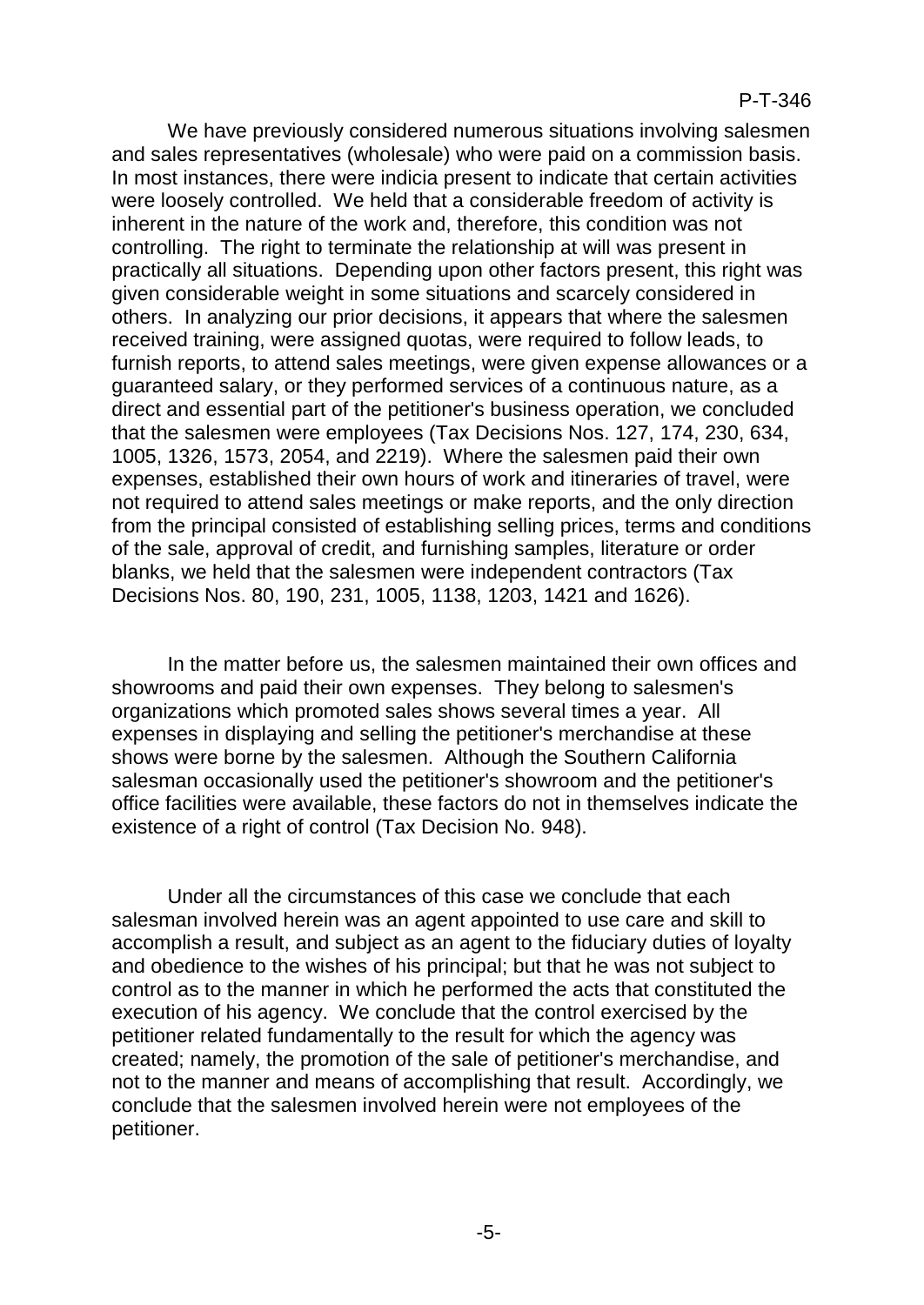We have previously considered numerous situations involving salesmen and sales representatives (wholesale) who were paid on a commission basis. In most instances, there were indicia present to indicate that certain activities were loosely controlled. We held that a considerable freedom of activity is inherent in the nature of the work and, therefore, this condition was not controlling. The right to terminate the relationship at will was present in practically all situations. Depending upon other factors present, this right was given considerable weight in some situations and scarcely considered in others. In analyzing our prior decisions, it appears that where the salesmen received training, were assigned quotas, were required to follow leads, to furnish reports, to attend sales meetings, were given expense allowances or a guaranteed salary, or they performed services of a continuous nature, as a direct and essential part of the petitioner's business operation, we concluded that the salesmen were employees (Tax Decisions Nos. 127, 174, 230, 634, 1005, 1326, 1573, 2054, and 2219). Where the salesmen paid their own expenses, established their own hours of work and itineraries of travel, were not required to attend sales meetings or make reports, and the only direction from the principal consisted of establishing selling prices, terms and conditions of the sale, approval of credit, and furnishing samples, literature or order blanks, we held that the salesmen were independent contractors (Tax Decisions Nos. 80, 190, 231, 1005, 1138, 1203, 1421 and 1626).

In the matter before us, the salesmen maintained their own offices and showrooms and paid their own expenses. They belong to salesmen's organizations which promoted sales shows several times a year. All expenses in displaying and selling the petitioner's merchandise at these shows were borne by the salesmen. Although the Southern California salesman occasionally used the petitioner's showroom and the petitioner's office facilities were available, these factors do not in themselves indicate the existence of a right of control (Tax Decision No. 948).

Under all the circumstances of this case we conclude that each salesman involved herein was an agent appointed to use care and skill to accomplish a result, and subject as an agent to the fiduciary duties of loyalty and obedience to the wishes of his principal; but that he was not subject to control as to the manner in which he performed the acts that constituted the execution of his agency. We conclude that the control exercised by the petitioner related fundamentally to the result for which the agency was created; namely, the promotion of the sale of petitioner's merchandise, and not to the manner and means of accomplishing that result. Accordingly, we conclude that the salesmen involved herein were not employees of the petitioner.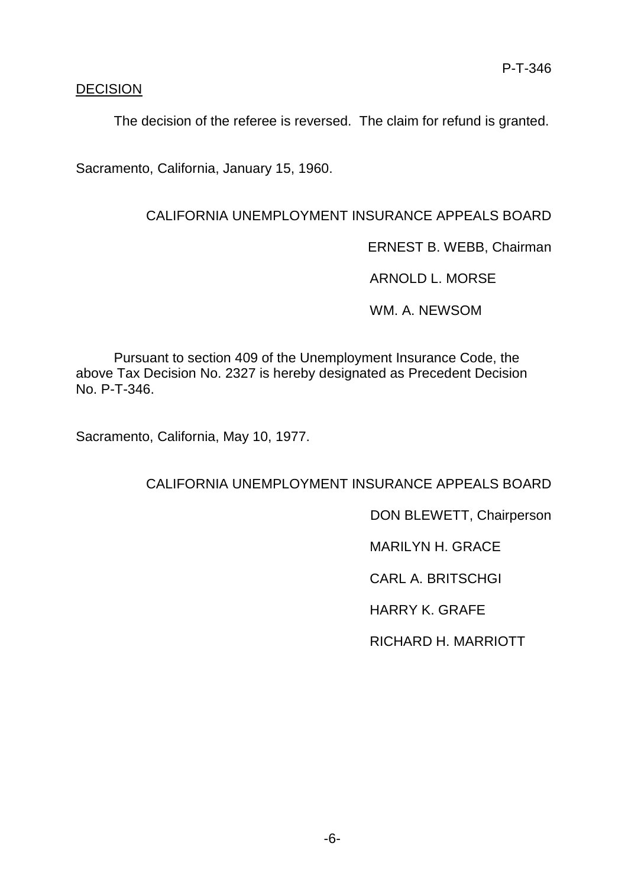DECISION

The decision of the referee is reversed. The claim for refund is granted.

Sacramento, California, January 15, 1960.

CALIFORNIA UNEMPLOYMENT INSURANCE APPEALS BOARD

ERNEST B. WEBB, Chairman

ARNOLD L. MORSE

WM. A. NEWSOM

Pursuant to section 409 of the Unemployment Insurance Code, the above Tax Decision No. 2327 is hereby designated as Precedent Decision No. P-T-346.

Sacramento, California, May 10, 1977.

CALIFORNIA UNEMPLOYMENT INSURANCE APPEALS BOARD

DON BLEWETT, Chairperson

MARILYN H. GRACE

CARL A. BRITSCHGI

HARRY K. GRAFE

RICHARD H. MARRIOTT